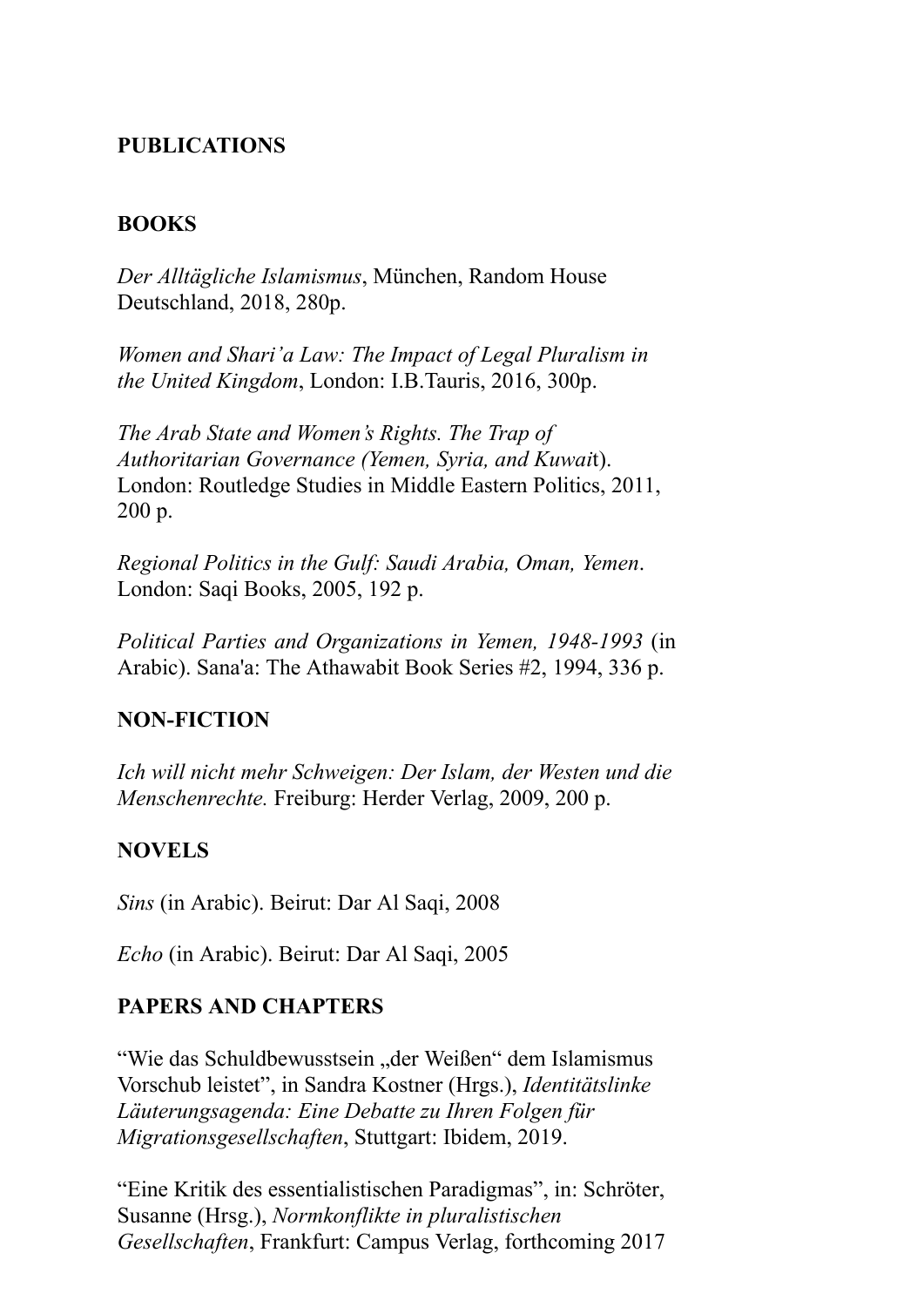## PUBLICATIONS

### BOOKS

*Der Alltägliche Islamismus*, München, Random House Deutschland, 2018, 280p.

*Women and Shari'a Law: The Impact of Legal Pluralism in the United Kingdom*, London: I.B.Tauris, 2016, 300p.

*The Arab State and Women's Rights. The Trap of Authoritarian Governance (Yemen, Syria, and Kuwait*). London: Routledge Studies in Middle Eastern Politics, 2011, 200 p.

*Regional Politics in the Gulf: Saudi Arabia, Oman, Yemen*. London: Saqi Books, 2005, 192 p.

*Political Parties and Organizations in Yemen, 1948-1993* (in Arabic). Sana'a: The Athawabit Book Series #2, 1994, 336 p.

### NON-FICTION

*Ich will nicht mehr Schweigen: Der Islam, der Westen und die Menschenrechte.* Freiburg: Herder Verlag, 2009, 200 p.

### NOVELS

*Sins* (in Arabic). Beirut: Dar Al Saqi, 2008

*Echo* (in Arabic). Beirut: Dar Al Saqi, 2005

### PAPERS AND CHAPTERS

"Wie das Schuldbewusstsein „der Weißen" dem Islamismus Vorschub leistet", in Sandra Kostner (Hrgs.), *Identitätslinke Läuterungsagenda: Eine Debatte zu Ihren Folgen für Migrationsgesellschaften*, Stuttgart: Ibidem, 2019.

"Eine Kritik des essentialistischen Paradigmas", in: Schröter, Susanne (Hrsg.), *Normkonflikte in pluralistischen Gesellschaften*, Frankfurt: Campus Verlag, forthcoming 2017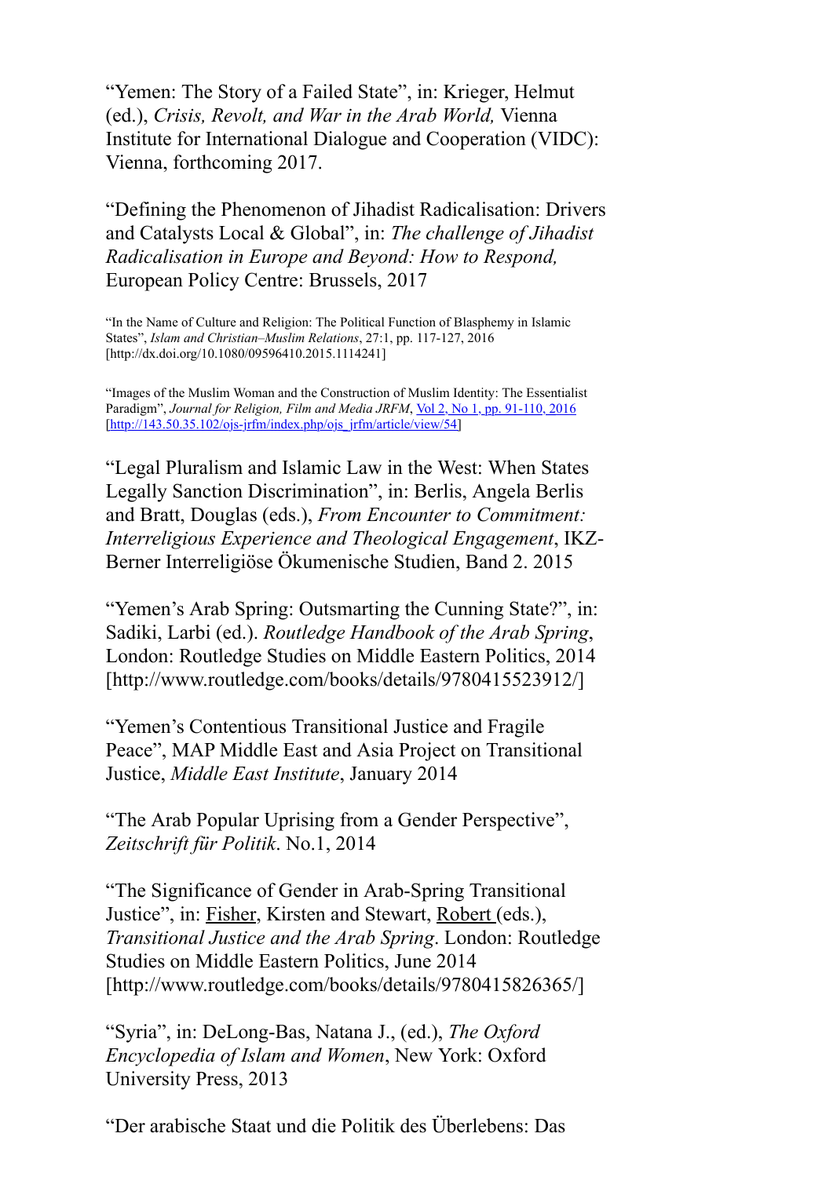“Yemen: The Story of a Failed State”, in: Krieger, Helmut (ed.), *Crisis, Revolt, and War in the Arab World,* Vienna Institute for International Dialogue and Cooperation (VIDC): Vienna, forthcoming 2017.

“Defining the Phenomenon of Jihadist Radicalisation: Drivers and Catalysts Local & Global”, in: *The challenge of Jihadist Radicalisation in Europe and Beyond: How to Respond,* European Policy Centre: Brussels, 2017

“In the Name of Culture and Religion: The Political Function of Blasphemy in Islamic States”, *Islam and Christian–Muslim Relations*, 27:1, pp. 117-127, 2016 [http://dx.doi.org/10.1080/09596410.2015.1114241]

“Images of the Muslim Woman and the Construction of Muslim Identity: The Essentialist Paradigm”, *Journal for Religion, Film and Media JRFM*, Vol 2, No 1, pp. 91-110, 2016 [http://143.50.35.102/ojs-jrfm/index.php/ojs_jrfm/article/view/54]

“Legal Pluralism and Islamic Law in the West: When States Legally Sanction Discrimination”, in: Berlis, Angela Berlis and Bratt, Douglas (eds.), *From Encounter to Commitment: Interreligious Experience and Theological Engagement*, IKZ-Berner Interreligiöse Ökumenische Studien, Band 2. 2015

“Yemen’s Arab Spring: Outsmarting the Cunning State?”, in: Sadiki, Larbi (ed.). *Routledge Handbook of the Arab Spring*, London: Routledge Studies on Middle Eastern Politics, 2014 [http://www.routledge.com/books/details/9780415523912/]

“Yemen’s Contentious Transitional Justice and Fragile Peace”, MAP Middle East and Asia Project on Transitional Justice, *Middle East Institute*, January 2014

“The Arab Popular Uprising from a Gender Perspective”, *Zeitschrift für Politik*. No.1, 2014

“The Significance of Gender in Arab-Spring Transitional Justice”, in: Fisher, Kirsten and Stewart, Robert (eds.), *Transitional Justice and the Arab Spring*. London: Routledge Studies on Middle Eastern Politics, June 2014 [http://www.routledge.com/books/details/9780415826365/]

“Syria”, in: DeLong-Bas, Natana J., (ed.), *The Oxford Encyclopedia of Islam and Women*, New York: Oxford University Press, 2013

“Der arabische Staat und die Politik des Überlebens: Das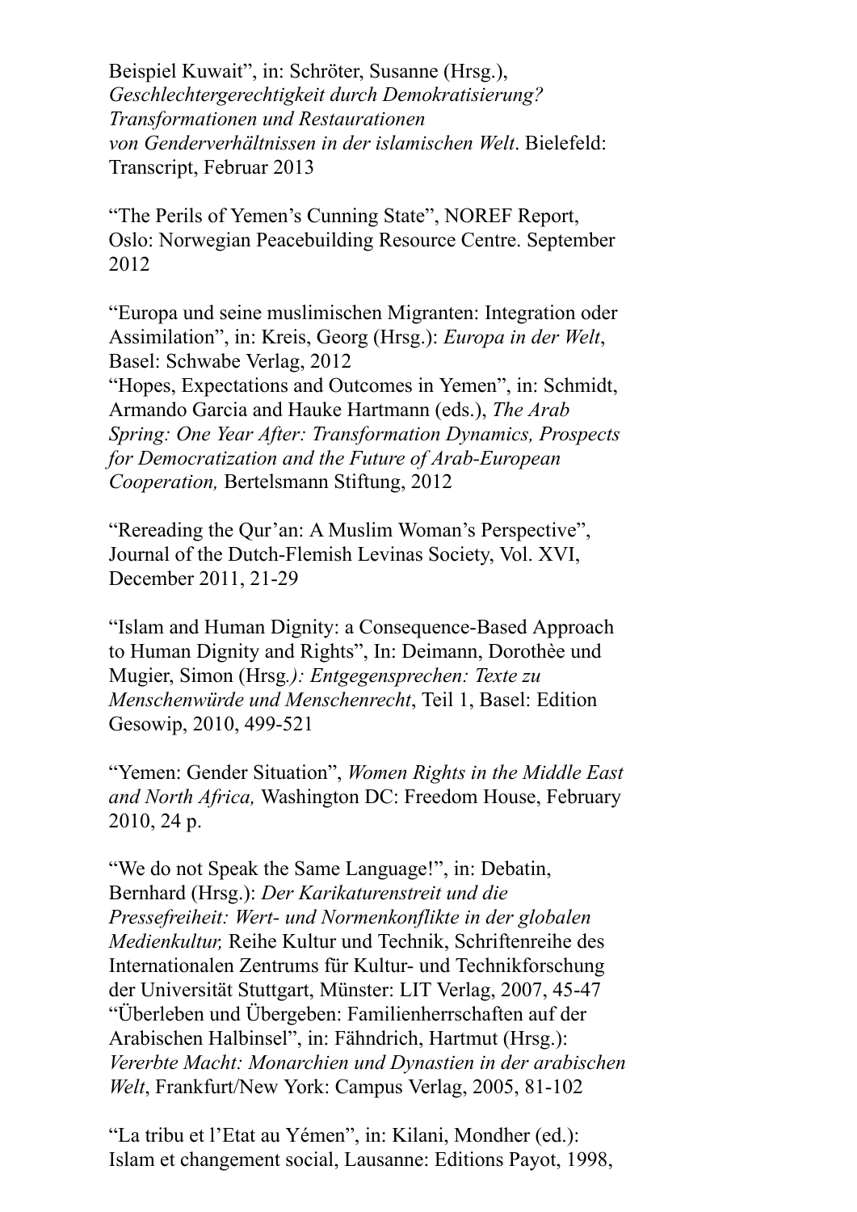Beispiel Kuwait", in: Schröter, Susanne (Hrsg.), *Geschlechtergerechtigkeit durch Demokratisierung? Transformationen und Restaurationen von Genderverhältnissen in der islamischen Welt*. Bielefeld: Transcript, Februar 2013

"The Perils of Yemen's Cunning State", NOREF Report, Oslo: Norwegian Peacebuilding Resource Centre. September 2012

"Europa und seine muslimischen Migranten: Integration oder Assimilation", in: Kreis, Georg (Hrsg.): *Europa in der Welt*, Basel: Schwabe Verlag, 2012

"Hopes, Expectations and Outcomes in Yemen", in: Schmidt, Armando Garcia and Hauke Hartmann (eds.), *The Arab Spring: One Year After: Transformation Dynamics, Prospects for Democratization and the Future of Arab-European Cooperation,* Bertelsmann Stiftung, 2012

"Rereading the Qur'an: A Muslim Woman's Perspective", Journal of the Dutch-Flemish Levinas Society, Vol. XVI, December 2011, 21-29

"Islam and Human Dignity: a Consequence-Based Approach to Human Dignity and Rights", In: Deimann, Dorothèe und Mugier, Simon (Hrsg*.): Entgegensprechen: Texte zu Menschenwürde und Menschenrecht*, Teil 1, Basel: Edition Gesowip, 2010, 499-521

"Yemen: Gender Situation", *Women Rights in the Middle East and North Africa,* Washington DC: Freedom House, February 2010, 24 p.

"We do not Speak the Same Language!", in: Debatin, Bernhard (Hrsg.): *Der Karikaturenstreit und die Pressefreiheit: Wert- und Normenkonflikte in der globalen Medienkultur,* Reihe Kultur und Technik, Schriftenreihe des Internationalen Zentrums für Kultur- und Technikforschung der Universität Stuttgart, Münster: LIT Verlag, 2007, 45-47

"Überleben und Übergeben: Familienherrschaften auf der Arabischen Halbinsel", in: Fähndrich, Hartmut (Hrsg.): *Vererbte Macht: Monarchien und Dynastien in der arabischen Welt*, Frankfurt/New York: Campus Verlag, 2005, 81-102

"La tribu et l'Etat au Yémen", in: Kilani, Mondher (ed.): Islam et changement social, Lausanne: Editions Payot, 1998,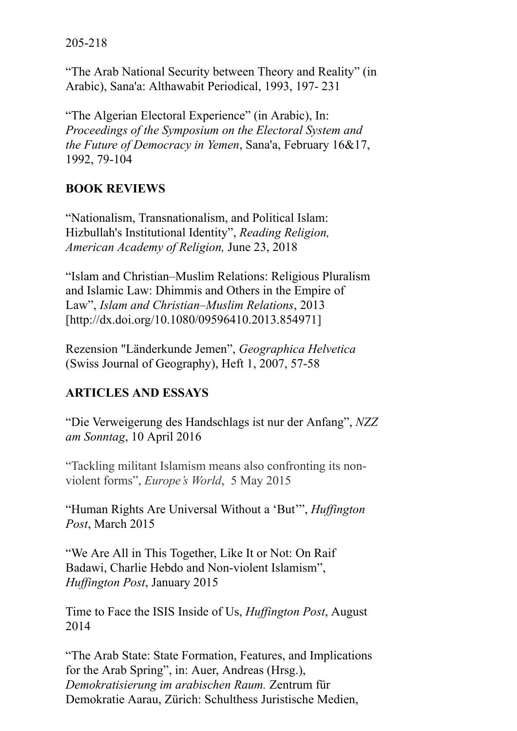205-218

“The Arab National Security between Theory and Reality” (in Arabic), Sana'a: Althawabit Periodical, 1993, 197- 231

“The Algerian Electoral Experience” (in Arabic), In: *Proceedings of the Symposium on the Electoral System and the Future of Democracy in Yemen*, Sana'a, February 16&17, 1992, 79-104

**BOOK REVIEWS**

“Nationalism, Transnationalism, and Political Islam: Hizbullah's Institutional Identity”, *Reading Religion, American Academy of Religion,* June 23, 2018

“Islam and Christian–Muslim Relations: Religious Pluralism and Islamic Law: Dhimmis and Others in the Empire of Law”, *Islam and Christian–Muslim Relations*, 2013 [http://dx.doi.org/10.1080/09596410.2013.854971]

Rezension "Länderkunde Jemen”, *Geographica Helvetica* (Swiss Journal of Geography), Heft 1, 2007, 57-58

**ARTICLES AND ESSAYS**

“Die Verweigerung des Handschlags ist nur der Anfang”, *NZZ am Sonntag*, 10 April 2016

“Tackling militant Islamism means also confronting its non-violent forms”, *Europe's World*, 5 May 2015

“Human Rights Are Universal Without a ‘But’”, *Huffington Post*, March 2015

“We Are All in This Together, Like It or Not: On Raif Badawi, Charlie Hebdo and Non-violent Islamism”, *Huffington Post*, January 2015

Time to Face the ISIS Inside of Us, *Huffington Post*, August 2014

“The Arab State: State Formation, Features, and Implications for the Arab Spring”, in: Auer, Andreas (Hrsg.), *Demokratisierung im arabischen Raum.* Zentrum für Demokratie Aarau, Zürich: Schulthess Juristische Medien,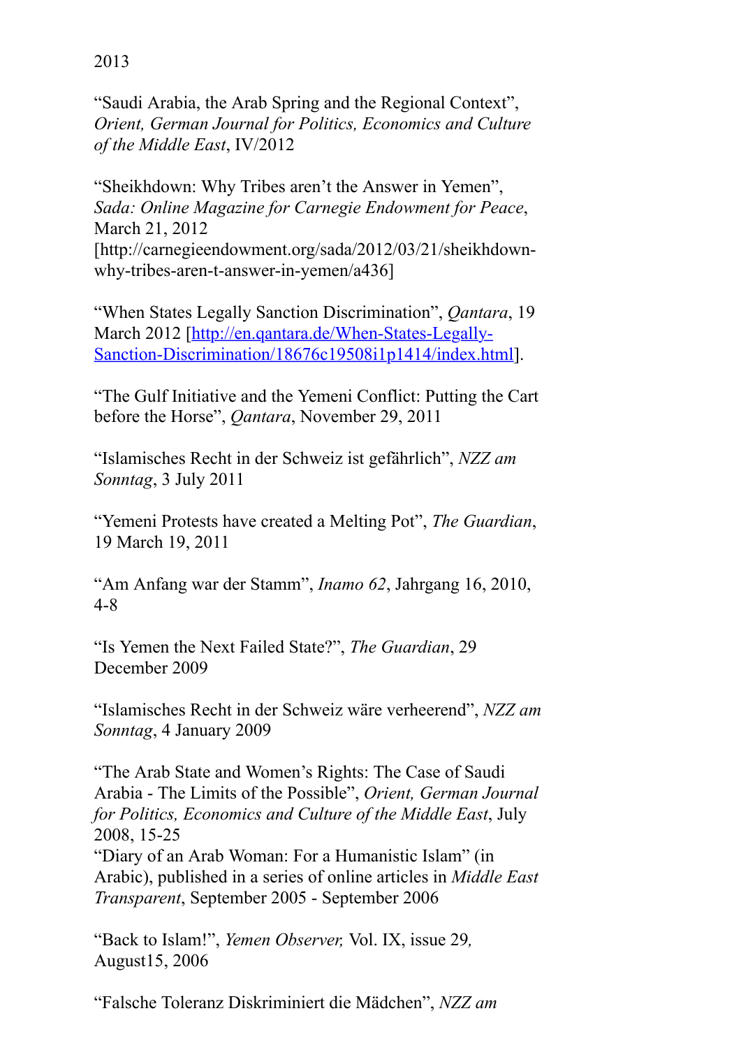2013

“Saudi Arabia, the Arab Spring and the Regional Context”, *Orient, German Journal for Politics, Economics and Culture of the Middle East*, IV/2012

“Sheikhdown: Why Tribes aren’t the Answer in Yemen”, *Sada: Online Magazine for Carnegie Endowment for Peace*, March 21, 2012 [http://carnegieendowment.org/sada/2012/03/21/sheikhdown-why-tribes-aren-t-answer-in-yemen/a436]

“When States Legally Sanction Discrimination”, *Qantara*, 19 March 2012 [http://en.qantara.de/When-States-Legally-Sanction-Discrimination/18676c19508i1p1414/index.html].

“The Gulf Initiative and the Yemeni Conflict: Putting the Cart before the Horse”, *Qantara*, November 29, 2011

“Islamisches Recht in der Schweiz ist gefährlich”, *NZZ am Sonntag*, 3 July 2011

“Yemeni Protests have created a Melting Pot”, *The Guardian*, 19 March 19, 2011

“Am Anfang war der Stamm”, *Inamo 62*, Jahrgang 16, 2010, 4-8

“Is Yemen the Next Failed State?”, *The Guardian*, 29 December 2009

“Islamisches Recht in der Schweiz wäre verheerend”, *NZZ am Sonntag*, 4 January 2009

“The Arab State and Women’s Rights: The Case of Saudi Arabia - The Limits of the Possible”, *Orient, German Journal for Politics, Economics and Culture of the Middle East*, July 2008, 15-25

“Diary of an Arab Woman: For a Humanistic Islam” (in Arabic), published in a series of online articles in *Middle East Transparent*, September 2005 - September 2006

“Back to Islam!”, *Yemen Observer,* Vol. IX, issue 29*,* August15, 2006

“Falsche Toleranz Diskriminiert die Mädchen”, *NZZ am*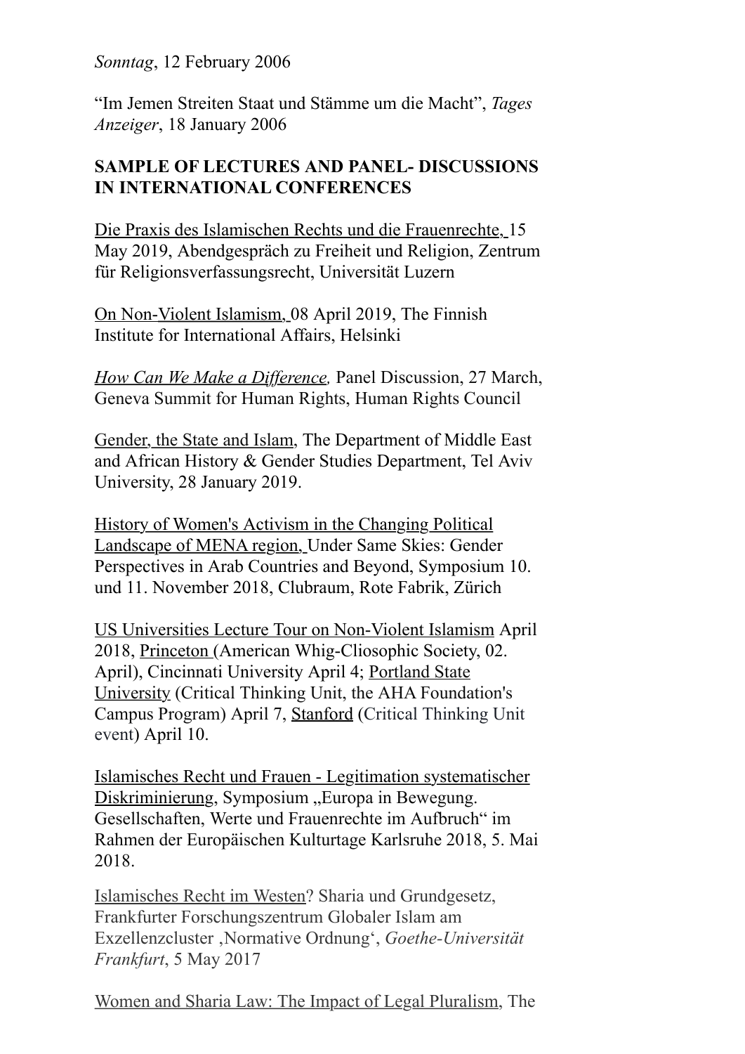*Sonntag*, 12 February 2006

"Im Jemen Streiten Staat und Stämme um die Macht", *Tages Anzeiger*, 18 January 2006

**SAMPLE OF LECTURES AND PANEL- DISCUSSIONS IN INTERNATIONAL CONFERENCES**

Die Praxis des Islamischen Rechts und die Frauenrechte, 15 May 2019, Abendgespräch zu Freiheit und Religion, Zentrum für Religionsverfassungsrecht, Universität Luzern

On Non-Violent Islamism, 08 April 2019, The Finnish Institute for International Affairs, Helsinki

*How Can We Make a Difference,* Panel Discussion, 27 March, Geneva Summit for Human Rights, Human Rights Council

Gender, the State and Islam, The Department of Middle East and African History & Gender Studies Department, Tel Aviv University, 28 January 2019.

History of Women's Activism in the Changing Political Landscape of MENA region, Under Same Skies: Gender Perspectives in Arab Countries and Beyond, Symposium 10. und 11. November 2018, Clubraum, Rote Fabrik, Zürich

US Universities Lecture Tour on Non-Violent Islamism April 2018, Princeton (American Whig-Cliosophic Society, 02. April), Cincinnati University April 4; Portland State University (Critical Thinking Unit, the AHA Foundation's Campus Program) April 7, Stanford (Critical Thinking Unit event) April 10.

Islamisches Recht und Frauen - Legitimation systematischer Diskriminierung, Symposium „Europa in Bewegung. Gesellschaften, Werte und Frauenrechte im Aufbruch" im Rahmen der Europäischen Kulturtage Karlsruhe 2018, 5. Mai 2018.

Islamisches Recht im Westen? Sharia und Grundgesetz, Frankfurter Forschungszentrum Globaler Islam am Exzellenzcluster ‚Normative Ordnung', *Goethe-Universität Frankfurt*, 5 May 2017

Women and Sharia Law: The Impact of Legal Pluralism, The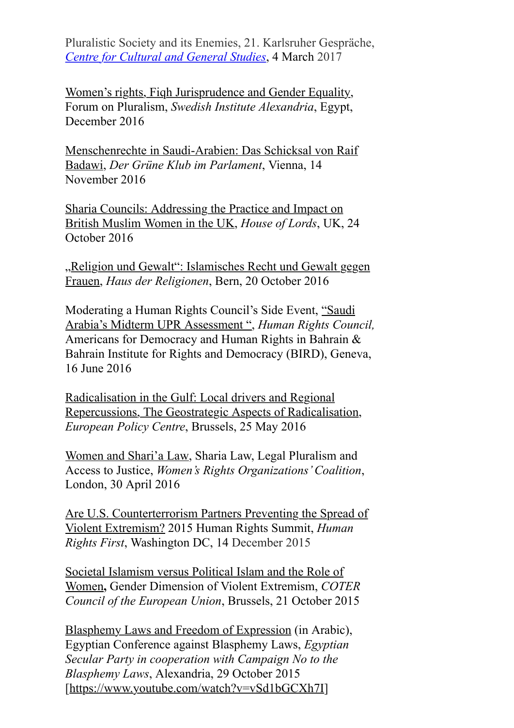Pluralistic Society and its Enemies, 21. Karlsruher Gespräche, *Centre for Cultural and General Studies*, 4 March 2017

Women's rights, Fiqh Jurisprudence and Gender Equality, Forum on Pluralism, *Swedish Institute Alexandria*, Egypt, December 2016

Menschenrechte in Saudi-Arabien: Das Schicksal von Raif Badawi, *Der Grüne Klub im Parlament*, Vienna, 14 November 2016

Sharia Councils: Addressing the Practice and Impact on British Muslim Women in the UK, *House of Lords*, UK, 24 October 2016

„Religion und Gewalt": Islamisches Recht und Gewalt gegen Frauen, *Haus der Religionen*, Bern, 20 October 2016

Moderating a Human Rights Council's Side Event, "Saudi Arabia's Midterm UPR Assessment ", *Human Rights Council,* Americans for Democracy and Human Rights in Bahrain & Bahrain Institute for Rights and Democracy (BIRD), Geneva, 16 June 2016

Radicalisation in the Gulf: Local drivers and Regional Repercussions, The Geostrategic Aspects of Radicalisation, *European Policy Centre*, Brussels, 25 May 2016

Women and Shari'a Law, Sharia Law, Legal Pluralism and Access to Justice, *Women's Rights Organizations' Coalition*, London, 30 April 2016

Are U.S. Counterterrorism Partners Preventing the Spread of Violent Extremism? 2015 Human Rights Summit, *Human Rights First*, Washington DC, 14 December 2015

Societal Islamism versus Political Islam and the Role of Women**,** Gender Dimension of Violent Extremism, *COTER Council of the European Union*, Brussels, 21 October 2015

Blasphemy Laws and Freedom of Expression (in Arabic), Egyptian Conference against Blasphemy Laws, *Egyptian Secular Party in cooperation with Campaign No to the Blasphemy Laws*, Alexandria, 29 October 2015 [https://www.youtube.com/watch?v=vSd1bGCXh7I]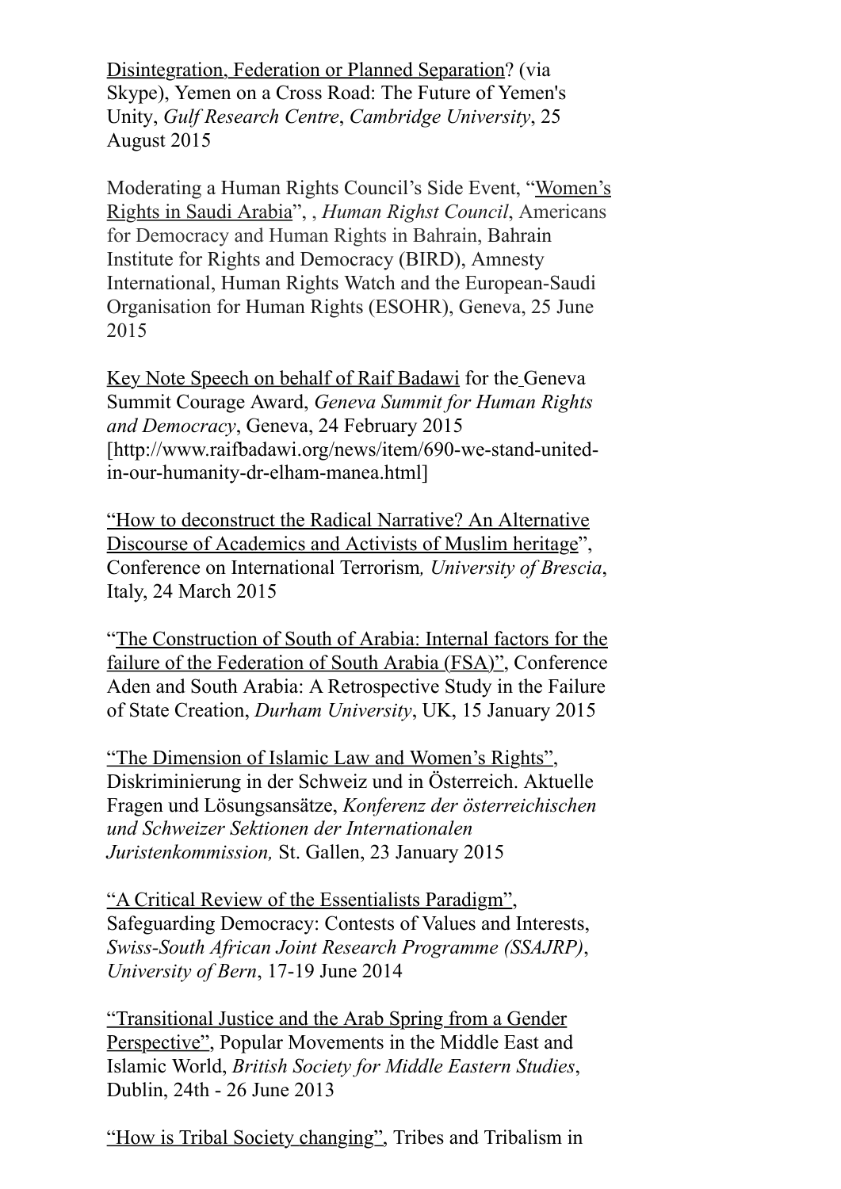Disintegration, Federation or Planned Separation? (via Skype), Yemen on a Cross Road: The Future of Yemen's Unity, *Gulf Research Centre*, *Cambridge University*, 25 August 2015

Moderating a Human Rights Council's Side Event, "Women's Rights in Saudi Arabia", , *Human Righst Council*, Americans for Democracy and Human Rights in Bahrain, Bahrain Institute for Rights and Democracy (BIRD), Amnesty International, Human Rights Watch and the European-Saudi Organisation for Human Rights (ESOHR), Geneva, 25 June 2015

Key Note Speech on behalf of Raif Badawi for the Geneva Summit Courage Award, *Geneva Summit for Human Rights and Democracy*, Geneva, 24 February 2015 [http://www.raifbadawi.org/news/item/690-we-stand-united-in-our-humanity-dr-elham-manea.html]

"How to deconstruct the Radical Narrative? An Alternative Discourse of Academics and Activists of Muslim heritage", Conference on International Terrorism*, University of Brescia*, Italy, 24 March 2015

"The Construction of South of Arabia: Internal factors for the failure of the Federation of South Arabia (FSA)", Conference Aden and South Arabia: A Retrospective Study in the Failure of State Creation, *Durham University*, UK, 15 January 2015

"The Dimension of Islamic Law and Women's Rights", Diskriminierung in der Schweiz und in Österreich. Aktuelle Fragen und Lösungsansätze, *Konferenz der österreichischen und Schweizer Sektionen der Internationalen Juristenkommission,* St. Gallen, 23 January 2015

"A Critical Review of the Essentialists Paradigm", Safeguarding Democracy: Contests of Values and Interests, *Swiss-South African Joint Research Programme (SSAJRP)*, *University of Bern*, 17-19 June 2014

"Transitional Justice and the Arab Spring from a Gender Perspective", Popular Movements in the Middle East and Islamic World, *British Society for Middle Eastern Studies*, Dublin, 24th - 26 June 2013

"How is Tribal Society changing", Tribes and Tribalism in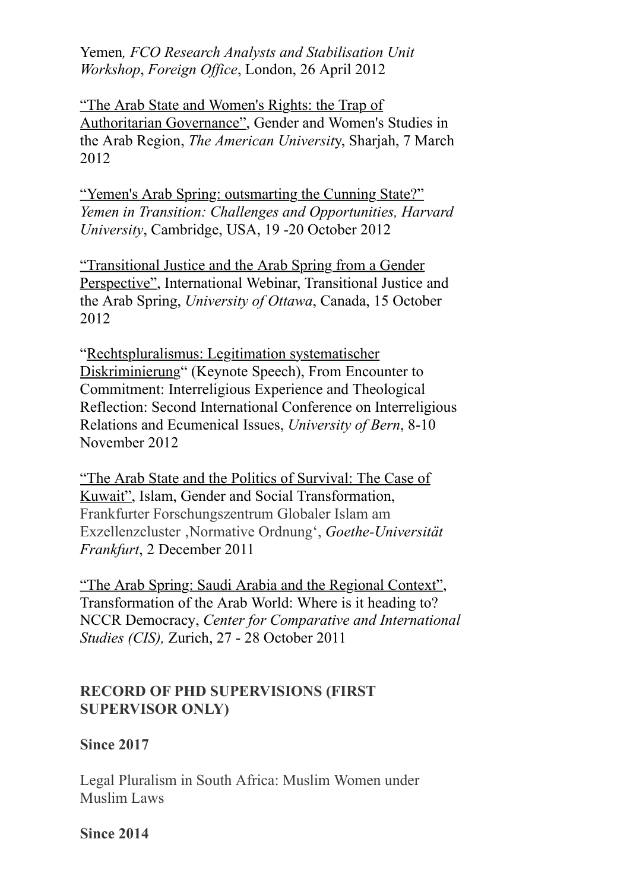Yemen*, FCO Research Analysts and Stabilisation Unit Workshop*, *Foreign Office*, London, 26 April 2012

"The Arab State and Women's Rights: the Trap of Authoritarian Governance", Gender and Women's Studies in the Arab Region, *The American Universit*y, Sharjah, 7 March 2012

"Yemen's Arab Spring: outsmarting the Cunning State?" *Yemen in Transition: Challenges and Opportunities, Harvard University*, Cambridge, USA, 19 -20 October 2012

"Transitional Justice and the Arab Spring from a Gender Perspective", International Webinar, Transitional Justice and the Arab Spring, *University of Ottawa*, Canada, 15 October 2012

"Rechtspluralismus: Legitimation systematischer Diskriminierung" (Keynote Speech), From Encounter to Commitment: Interreligious Experience and Theological Reflection: Second International Conference on Interreligious Relations and Ecumenical Issues, *University of Bern*, 8-10 November 2012

"The Arab State and the Politics of Survival: The Case of Kuwait", Islam, Gender and Social Transformation, Frankfurter Forschungszentrum Globaler Islam am Exzellenzcluster ‚Normative Ordnung', *Goethe-Universität Frankfurt*, 2 December 2011

"The Arab Spring: Saudi Arabia and the Regional Context", Transformation of the Arab World: Where is it heading to? NCCR Democracy, *Center for Comparative and International Studies (CIS),* Zurich, 27 - 28 October 2011

## RECORD OF PHD SUPERVISIONS (FIRST SUPERVISOR ONLY)

**Since 2017**

Legal Pluralism in South Africa: Muslim Women under Muslim Laws

**Since 2014**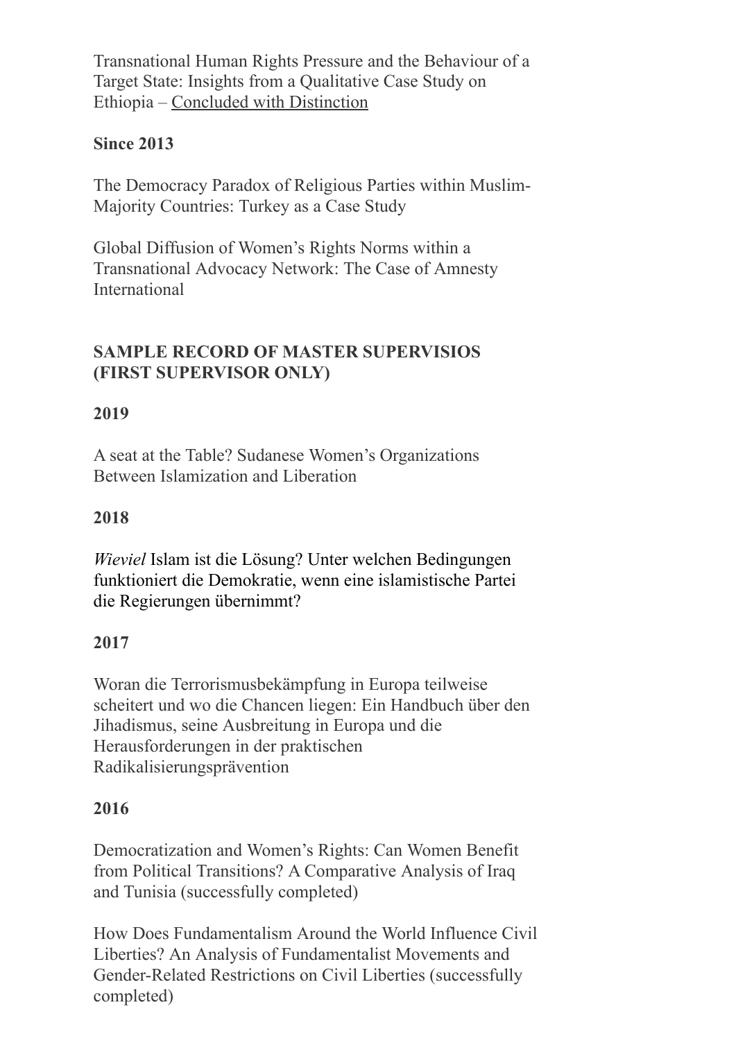Transnational Human Rights Pressure and the Behaviour of a Target State: Insights from a Qualitative Case Study on Ethiopia – Concluded with Distinction

**Since 2013**

The Democracy Paradox of Religious Parties within Muslim-Majority Countries: Turkey as a Case Study

Global Diffusion of Women's Rights Norms within a Transnational Advocacy Network: The Case of Amnesty International

## SAMPLE RECORD OF MASTER SUPERVISIOS (FIRST SUPERVISOR ONLY)

**2019**

A seat at the Table? Sudanese Women's Organizations Between Islamization and Liberation

**2018**

*Wieviel* Islam ist die Lösung? Unter welchen Bedingungen funktioniert die Demokratie, wenn eine islamistische Partei die Regierungen übernimmt?

**2017**

Woran die Terrorismusbekämpfung in Europa teilweise scheitert und wo die Chancen liegen: Ein Handbuch über den Jihadismus, seine Ausbreitung in Europa und die Herausforderungen in der praktischen Radikalisierungsprävention

**2016**

Democratization and Women's Rights: Can Women Benefit from Political Transitions? A Comparative Analysis of Iraq and Tunisia (successfully completed)

How Does Fundamentalism Around the World Influence Civil Liberties? An Analysis of Fundamentalist Movements and Gender-Related Restrictions on Civil Liberties (successfully completed)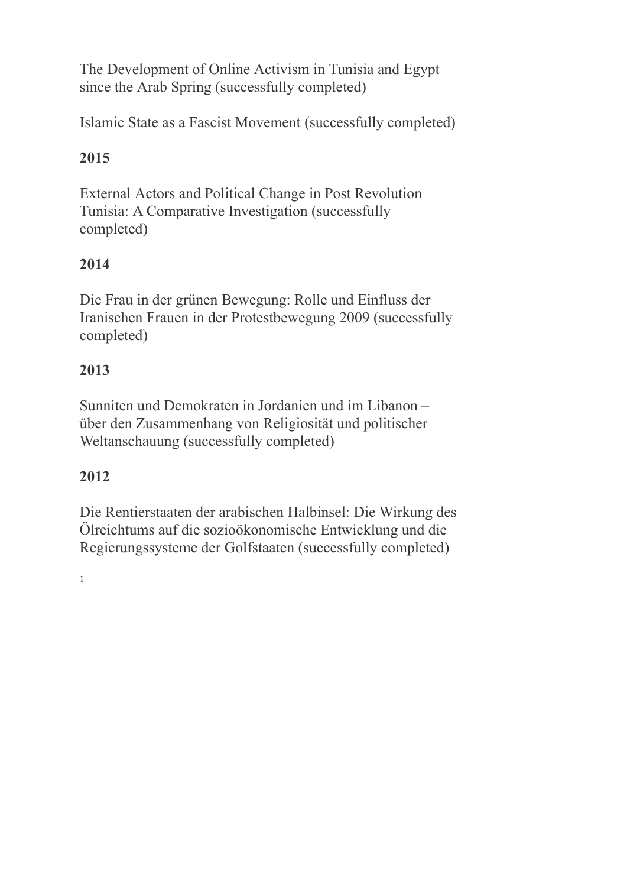The Development of Online Activism in Tunisia and Egypt since the Arab Spring (successfully completed)

Islamic State as a Fascist Movement (successfully completed)

**2015**

External Actors and Political Change in Post Revolution Tunisia: A Comparative Investigation (successfully completed)

**2014**

Die Frau in der grünen Bewegung: Rolle und Einfluss der Iranischen Frauen in der Protestbewegung 2009 (successfully completed)

**2013**

Sunniten und Demokraten in Jordanien und im Libanon – über den Zusammenhang von Religiosität und politischer Weltanschauung (successfully completed)

**2012**

Die Rentierstaaten der arabischen Halbinsel: Die Wirkung des Ölreichtums auf die sozioökonomische Entwicklung und die Regierungssysteme der Golfstaaten (successfully completed)